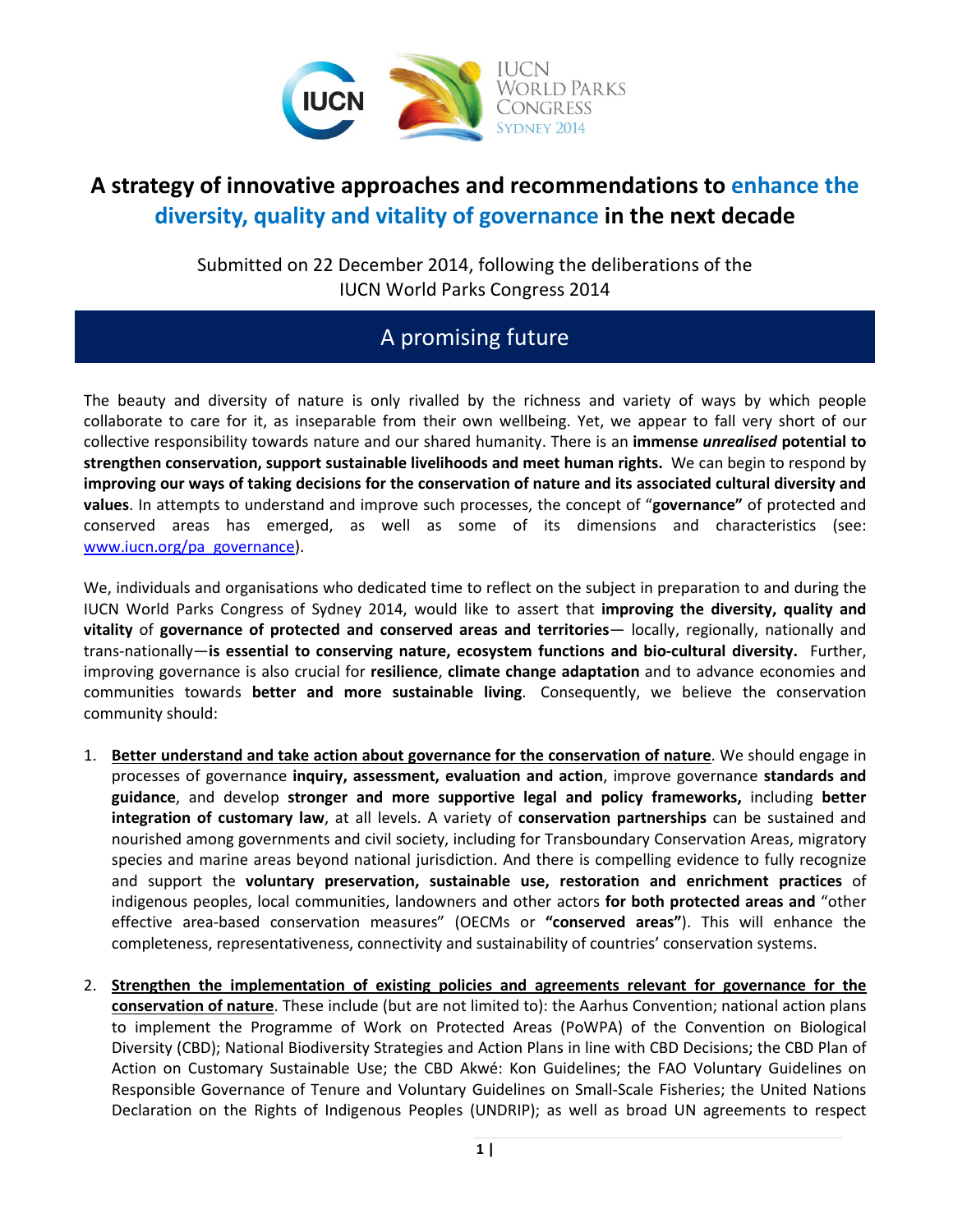# A strategy of innovative approaches and recommendations to enhance the diversity, quality and vitality of governance in the next decade

Submitted on 22 December 2014, following the deliberations of the IUCN World Parks Congress 2014

## A promising future

The beauty and diversity of nature is only rivalled by the richness and variety of ways by which people collaborate to care for it, as inseparable from their own wellbeing. Yet, we appear to fall very short of our collective responsibility towards nature and our shared humanity. There is an **immense *unrealised* potential to strengthen conservation, support sustainable livelihoods and meet human rights.** We can begin to respond by **improving our ways of taking decisions for the conservation of nature and its associated cultural diversity and values**. In attempts to understand and improve such processes, the concept of "**governance"** of protected and conserved areas has emerged, as well as some of its dimensions and characteristics (see: www.iucn.org/pa_governance).

We, individuals and organisations who dedicated time to reflect on the subject in preparation to and during the IUCN World Parks Congress of Sydney 2014, would like to assert that **improving the diversity, quality and vitality** of **governance of protected and conserved areas and territories**— locally, regionally, nationally and trans-nationally—**is essential to conserving nature, ecosystem functions and bio-cultural diversity.** Further, improving governance is also crucial for **resilience**, **climate change adaptation** and to advance economies and communities towards **better and more sustainable living**. Consequently, we believe the conservation community should:

1. **Better understand and take action about governance for the conservation of nature**. We should engage in processes of governance **inquiry, assessment, evaluation and action**, improve governance **standards and guidance**, and develop **stronger and more supportive legal and policy frameworks,** including **better integration of customary law**, at all levels. A variety of **conservation partnerships** can be sustained and nourished among governments and civil society, including for Transboundary Conservation Areas, migratory species and marine areas beyond national jurisdiction. And there is compelling evidence to fully recognize and support the **voluntary preservation, sustainable use, restoration and enrichment practices** of indigenous peoples, local communities, landowners and other actors **for both protected areas and** "other effective area-based conservation measures" (OECMs or **"conserved areas"**). This will enhance the completeness, representativeness, connectivity and sustainability of countries' conservation systems.

2. **Strengthen the implementation of existing policies and agreements relevant for governance for the conservation of nature**. These include (but are not limited to): the Aarhus Convention; national action plans to implement the Programme of Work on Protected Areas (PoWPA) of the Convention on Biological Diversity (CBD); National Biodiversity Strategies and Action Plans in line with CBD Decisions; the CBD Plan of Action on Customary Sustainable Use; the CBD Akwé: Kon Guidelines; the FAO Voluntary Guidelines on Responsible Governance of Tenure and Voluntary Guidelines on Small-Scale Fisheries; the United Nations Declaration on the Rights of Indigenous Peoples (UNDRIP); as well as broad UN agreements to respect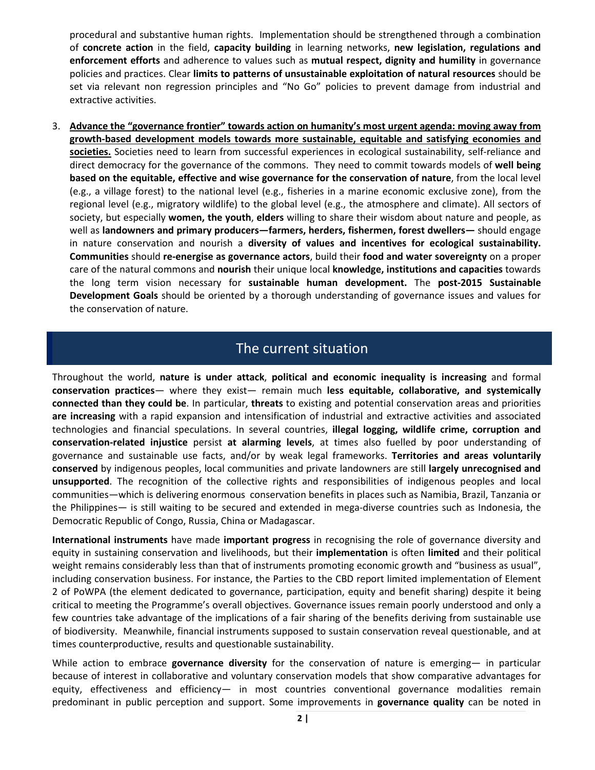procedural and substantive human rights. Implementation should be strengthened through a combination of **concrete action** in the field, **capacity building** in learning networks, **new legislation, regulations and enforcement efforts** and adherence to values such as **mutual respect, dignity and humility** in governance policies and practices. Clear **limits to patterns of unsustainable exploitation of natural resources** should be set via relevant non regression principles and "No Go" policies to prevent damage from industrial and extractive activities.

3. **<u>Advance the "governance frontier" towards action on humanity's most urgent agenda: moving away from growth-based development models towards more sustainable, equitable and satisfying economies and societies.</u>** Societies need to learn from successful experiences in ecological sustainability, self-reliance and direct democracy for the governance of the commons. They need to commit towards models of **well being based on the equitable, effective and wise governance for the conservation of nature**, from the local level (e.g., a village forest) to the national level (e.g., fisheries in a marine economic exclusive zone), from the regional level (e.g., migratory wildlife) to the global level (e.g., the atmosphere and climate). All sectors of society, but especially **women, the youth**, **elders** willing to share their wisdom about nature and people, as well as **landowners and primary producers—farmers, herders, fishermen, forest dwellers—** should engage in nature conservation and nourish a **diversity of values and incentives for ecological sustainability. Communities** should **re-energise as governance actors**, build their **food and water sovereignty** on a proper care of the natural commons and **nourish** their unique local **knowledge, institutions and capacities** towards the long term vision necessary for **sustainable human development.** The **post-2015 Sustainable Development Goals** should be oriented by a thorough understanding of governance issues and values for the conservation of nature.

## The current situation

Throughout the world, **nature is under attack**, **political and economic inequality is increasing** and formal **conservation practices**— where they exist— remain much **less equitable, collaborative, and systemically connected than they could be**. In particular, **threats** to existing and potential conservation areas and priorities **are increasing** with a rapid expansion and intensification of industrial and extractive activities and associated technologies and financial speculations. In several countries, **illegal logging, wildlife crime, corruption and conservation-related injustice** persist **at alarming levels**, at times also fuelled by poor understanding of governance and sustainable use facts, and/or by weak legal frameworks. **Territories and areas voluntarily conserved** by indigenous peoples, local communities and private landowners are still **largely unrecognised and unsupported**. The recognition of the collective rights and responsibilities of indigenous peoples and local communities—which is delivering enormous conservation benefits in places such as Namibia, Brazil, Tanzania or the Philippines— is still waiting to be secured and extended in mega-diverse countries such as Indonesia, the Democratic Republic of Congo, Russia, China or Madagascar.

**International instruments** have made **important progress** in recognising the role of governance diversity and equity in sustaining conservation and livelihoods, but their **implementation** is often **limited** and their political weight remains considerably less than that of instruments promoting economic growth and "business as usual", including conservation business. For instance, the Parties to the CBD report limited implementation of Element 2 of PoWPA (the element dedicated to governance, participation, equity and benefit sharing) despite it being critical to meeting the Programme's overall objectives. Governance issues remain poorly understood and only a few countries take advantage of the implications of a fair sharing of the benefits deriving from sustainable use of biodiversity. Meanwhile, financial instruments supposed to sustain conservation reveal questionable, and at times counterproductive, results and questionable sustainability.

While action to embrace **governance diversity** for the conservation of nature is emerging— in particular because of interest in collaborative and voluntary conservation models that show comparative advantages for equity, effectiveness and efficiency— in most countries conventional governance modalities remain predominant in public perception and support. Some improvements in **governance quality** can be noted in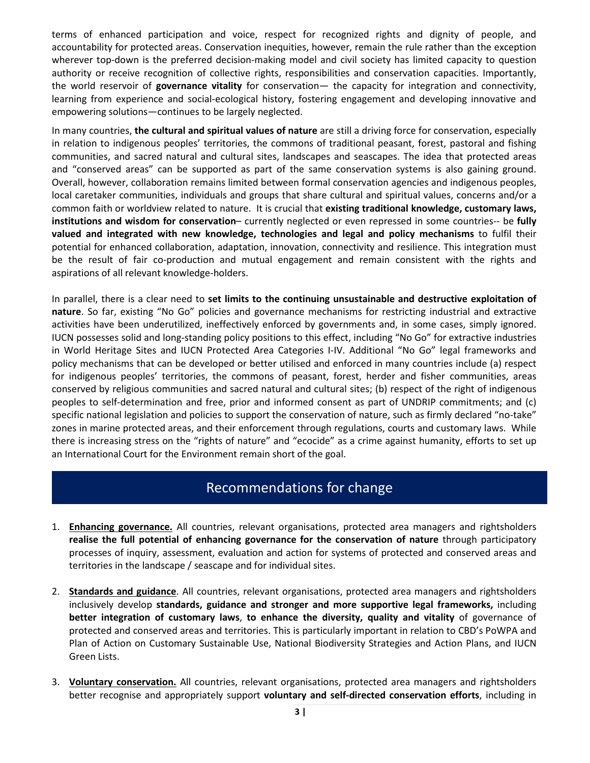terms of enhanced participation and voice, respect for recognized rights and dignity of people, and accountability for protected areas. Conservation inequities, however, remain the rule rather than the exception wherever top-down is the preferred decision-making model and civil society has limited capacity to question authority or receive recognition of collective rights, responsibilities and conservation capacities. Importantly, the world reservoir of **governance vitality** for conservation— the capacity for integration and connectivity, learning from experience and social-ecological history, fostering engagement and developing innovative and empowering solutions—continues to be largely neglected.

In many countries, **the cultural and spiritual values of nature** are still a driving force for conservation, especially in relation to indigenous peoples' territories, the commons of traditional peasant, forest, pastoral and fishing communities, and sacred natural and cultural sites, landscapes and seascapes. The idea that protected areas and "conserved areas" can be supported as part of the same conservation systems is also gaining ground. Overall, however, collaboration remains limited between formal conservation agencies and indigenous peoples, local caretaker communities, individuals and groups that share cultural and spiritual values, concerns and/or a common faith or worldview related to nature. It is crucial that **existing traditional knowledge, customary laws, institutions and wisdom for conservation**– currently neglected or even repressed in some countries-- be **fully valued and integrated with new knowledge, technologies and legal and policy mechanisms** to fulfil their potential for enhanced collaboration, adaptation, innovation, connectivity and resilience. This integration must be the result of fair co-production and mutual engagement and remain consistent with the rights and aspirations of all relevant knowledge-holders.

In parallel, there is a clear need to **set limits to the continuing unsustainable and destructive exploitation of nature**. So far, existing "No Go" policies and governance mechanisms for restricting industrial and extractive activities have been underutilized, ineffectively enforced by governments and, in some cases, simply ignored. IUCN possesses solid and long-standing policy positions to this effect, including "No Go" for extractive industries in World Heritage Sites and IUCN Protected Area Categories I-IV. Additional "No Go" legal frameworks and policy mechanisms that can be developed or better utilised and enforced in many countries include (a) respect for indigenous peoples' territories, the commons of peasant, forest, herder and fisher communities, areas conserved by religious communities and sacred natural and cultural sites; (b) respect of the right of indigenous peoples to self-determination and free, prior and informed consent as part of UNDRIP commitments; and (c) specific national legislation and policies to support the conservation of nature, such as firmly declared "no-take" zones in marine protected areas, and their enforcement through regulations, courts and customary laws. While there is increasing stress on the "rights of nature" and "ecocide" as a crime against humanity, efforts to set up an International Court for the Environment remain short of the goal.

## Recommendations for change

1. **Enhancing governance.** All countries, relevant organisations, protected area managers and rightsholders **realise the full potential of enhancing governance for the conservation of nature** through participatory processes of inquiry, assessment, evaluation and action for systems of protected and conserved areas and territories in the landscape / seascape and for individual sites.

2. **Standards and guidance**. All countries, relevant organisations, protected area managers and rightsholders inclusively develop **standards, guidance and stronger and more supportive legal frameworks,** including **better integration of customary laws**, **to enhance the diversity, quality and vitality** of governance of protected and conserved areas and territories. This is particularly important in relation to CBD's PoWPA and Plan of Action on Customary Sustainable Use, National Biodiversity Strategies and Action Plans, and IUCN Green Lists.

3. **Voluntary conservation.** All countries, relevant organisations, protected area managers and rightsholders better recognise and appropriately support **voluntary and self-directed conservation efforts**, including in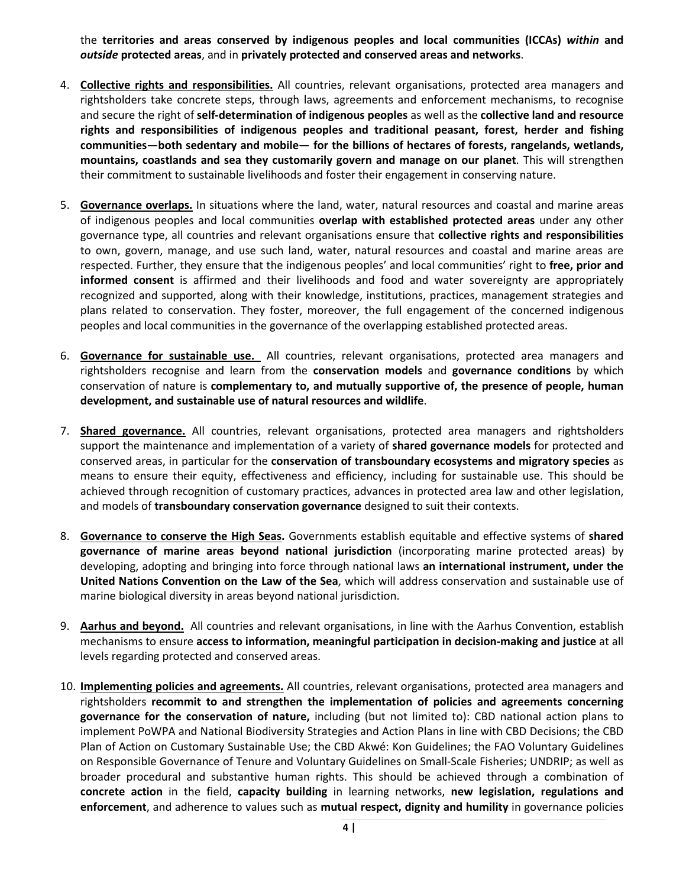the **territories and areas conserved by indigenous peoples and local communities (ICCAs)** ***within*** **and** ***outside*** **protected areas**, and in **privately protected and conserved areas and networks**.

4. **Collective rights and responsibilities.** All countries, relevant organisations, protected area managers and rightsholders take concrete steps, through laws, agreements and enforcement mechanisms, to recognise and secure the right of **self-determination of indigenous peoples** as well as the **collective land and resource rights and responsibilities of indigenous peoples and traditional peasant, forest, herder and fishing communities—both sedentary and mobile— for the billions of hectares of forests, rangelands, wetlands, mountains, coastlands and sea they customarily govern and manage on our planet**. This will strengthen their commitment to sustainable livelihoods and foster their engagement in conserving nature.

5. **Governance overlaps.** In situations where the land, water, natural resources and coastal and marine areas of indigenous peoples and local communities **overlap with established protected areas** under any other governance type, all countries and relevant organisations ensure that **collective rights and responsibilities** to own, govern, manage, and use such land, water, natural resources and coastal and marine areas are respected. Further, they ensure that the indigenous peoples' and local communities' right to **free, prior and informed consent** is affirmed and their livelihoods and food and water sovereignty are appropriately recognized and supported, along with their knowledge, institutions, practices, management strategies and plans related to conservation. They foster, moreover, the full engagement of the concerned indigenous peoples and local communities in the governance of the overlapping established protected areas.

6. **Governance for sustainable use.** All countries, relevant organisations, protected area managers and rightsholders recognise and learn from the **conservation models** and **governance conditions** by which conservation of nature is **complementary to, and mutually supportive of, the presence of people, human development, and sustainable use of natural resources and wildlife**.

7. **Shared governance.** All countries, relevant organisations, protected area managers and rightsholders support the maintenance and implementation of a variety of **shared governance models** for protected and conserved areas, in particular for the **conservation of transboundary ecosystems and migratory species** as means to ensure their equity, effectiveness and efficiency, including for sustainable use. This should be achieved through recognition of customary practices, advances in protected area law and other legislation, and models of **transboundary conservation governance** designed to suit their contexts.

8. **Governance to conserve the High Seas.** Governments establish equitable and effective systems of **shared governance of marine areas beyond national jurisdiction** (incorporating marine protected areas) by developing, adopting and bringing into force through national laws **an international instrument, under the United Nations Convention on the Law of the Sea**, which will address conservation and sustainable use of marine biological diversity in areas beyond national jurisdiction.

9. **Aarhus and beyond.** All countries and relevant organisations, in line with the Aarhus Convention, establish mechanisms to ensure **access to information, meaningful participation in decision-making and justice** at all levels regarding protected and conserved areas.

10. **Implementing policies and agreements.** All countries, relevant organisations, protected area managers and rightsholders **recommit to and strengthen the implementation of policies and agreements concerning governance for the conservation of nature,** including (but not limited to): CBD national action plans to implement PoWPA and National Biodiversity Strategies and Action Plans in line with CBD Decisions; the CBD Plan of Action on Customary Sustainable Use; the CBD Akwé: Kon Guidelines; the FAO Voluntary Guidelines on Responsible Governance of Tenure and Voluntary Guidelines on Small-Scale Fisheries; UNDRIP; as well as broader procedural and substantive human rights. This should be achieved through a combination of **concrete action** in the field, **capacity building** in learning networks, **new legislation, regulations and enforcement**, and adherence to values such as **mutual respect, dignity and humility** in governance policies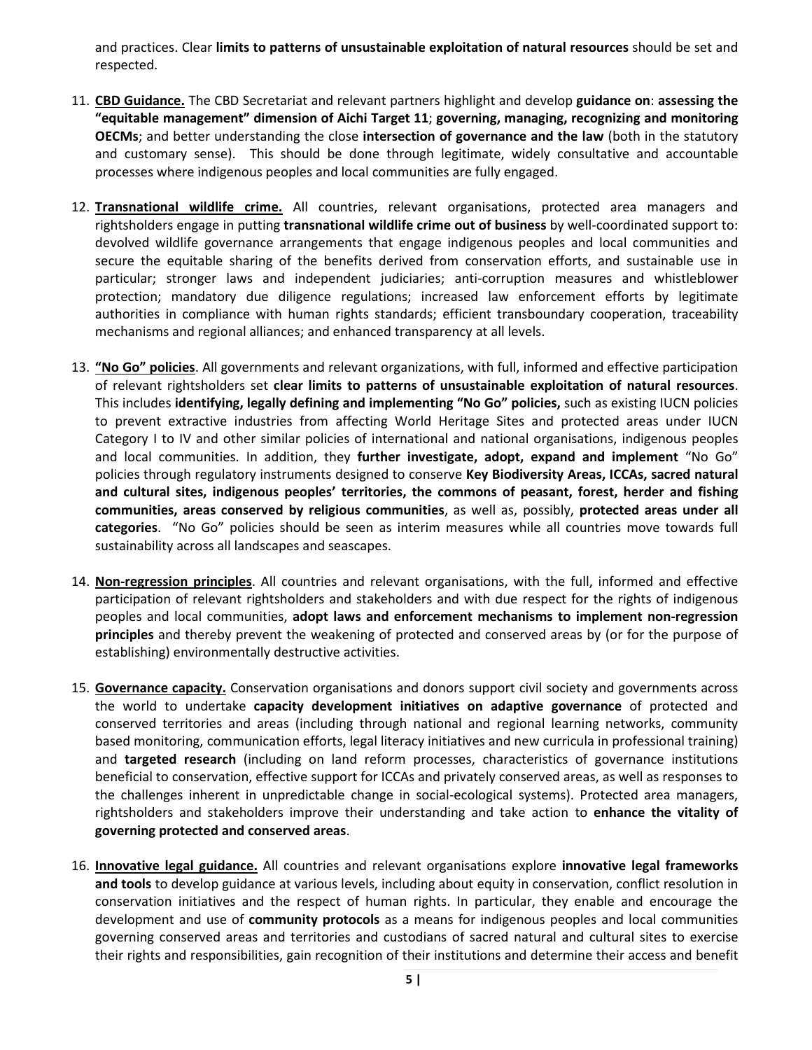and practices. Clear **limits to patterns of unsustainable exploitation of natural resources** should be set and respected.

11. **CBD Guidance.** The CBD Secretariat and relevant partners highlight and develop **guidance on**: **assessing the "equitable management" dimension of Aichi Target 11**; **governing, managing, recognizing and monitoring OECMs**; and better understanding the close **intersection of governance and the law** (both in the statutory and customary sense). This should be done through legitimate, widely consultative and accountable processes where indigenous peoples and local communities are fully engaged.

12. **Transnational wildlife crime.** All countries, relevant organisations, protected area managers and rightsholders engage in putting **transnational wildlife crime out of business** by well-coordinated support to: devolved wildlife governance arrangements that engage indigenous peoples and local communities and secure the equitable sharing of the benefits derived from conservation efforts, and sustainable use in particular; stronger laws and independent judiciaries; anti-corruption measures and whistleblower protection; mandatory due diligence regulations; increased law enforcement efforts by legitimate authorities in compliance with human rights standards; efficient transboundary cooperation, traceability mechanisms and regional alliances; and enhanced transparency at all levels.

13. **"No Go" policies**. All governments and relevant organizations, with full, informed and effective participation of relevant rightsholders set **clear limits to patterns of unsustainable exploitation of natural resources**. This includes **identifying, legally defining and implementing "No Go" policies,** such as existing IUCN policies to prevent extractive industries from affecting World Heritage Sites and protected areas under IUCN Category I to IV and other similar policies of international and national organisations, indigenous peoples and local communities. In addition, they **further investigate, adopt, expand and implement** "No Go" policies through regulatory instruments designed to conserve **Key Biodiversity Areas, ICCAs, sacred natural and cultural sites, indigenous peoples' territories, the commons of peasant, forest, herder and fishing communities, areas conserved by religious communities**, as well as, possibly, **protected areas under all categories**. "No Go" policies should be seen as interim measures while all countries move towards full sustainability across all landscapes and seascapes.

14. **Non-regression principles**. All countries and relevant organisations, with the full, informed and effective participation of relevant rightsholders and stakeholders and with due respect for the rights of indigenous peoples and local communities, **adopt laws and enforcement mechanisms to implement non-regression principles** and thereby prevent the weakening of protected and conserved areas by (or for the purpose of establishing) environmentally destructive activities.

15. **Governance capacity.** Conservation organisations and donors support civil society and governments across the world to undertake **capacity development initiatives on adaptive governance** of protected and conserved territories and areas (including through national and regional learning networks, community based monitoring, communication efforts, legal literacy initiatives and new curricula in professional training) and **targeted research** (including on land reform processes, characteristics of governance institutions beneficial to conservation, effective support for ICCAs and privately conserved areas, as well as responses to the challenges inherent in unpredictable change in social-ecological systems). Protected area managers, rightsholders and stakeholders improve their understanding and take action to **enhance the vitality of governing protected and conserved areas**.

16. **Innovative legal guidance.** All countries and relevant organisations explore **innovative legal frameworks and tools** to develop guidance at various levels, including about equity in conservation, conflict resolution in conservation initiatives and the respect of human rights. In particular, they enable and encourage the development and use of **community protocols** as a means for indigenous peoples and local communities governing conserved areas and territories and custodians of sacred natural and cultural sites to exercise their rights and responsibilities, gain recognition of their institutions and determine their access and benefit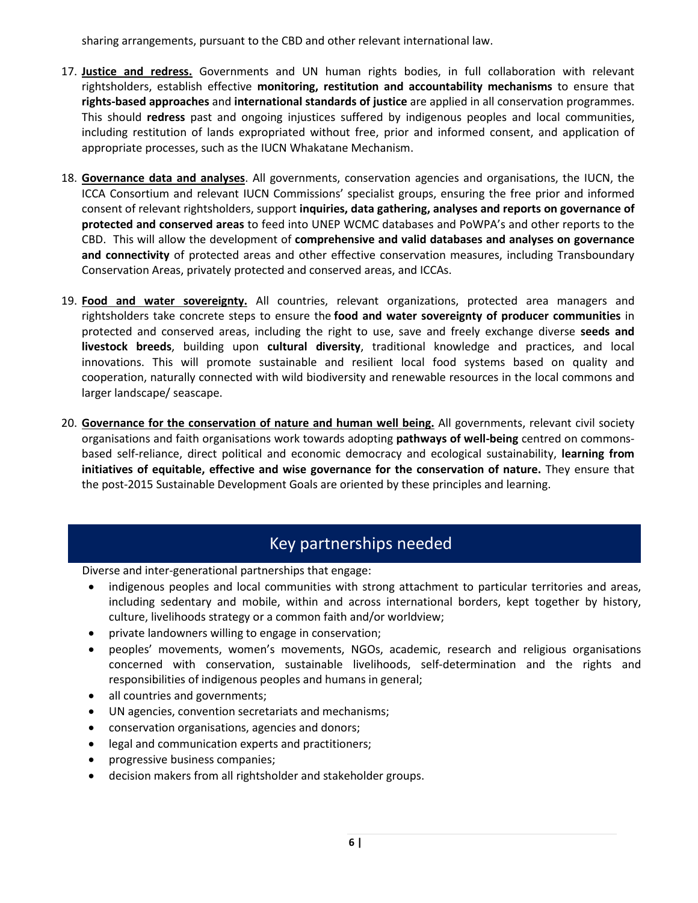sharing arrangements, pursuant to the CBD and other relevant international law.

17. **Justice and redress.** Governments and UN human rights bodies, in full collaboration with relevant rightsholders, establish effective **monitoring, restitution and accountability mechanisms** to ensure that **rights-based approaches** and **international standards of justice** are applied in all conservation programmes. This should **redress** past and ongoing injustices suffered by indigenous peoples and local communities, including restitution of lands expropriated without free, prior and informed consent, and application of appropriate processes, such as the IUCN Whakatane Mechanism.

18. **Governance data and analyses**. All governments, conservation agencies and organisations, the IUCN, the ICCA Consortium and relevant IUCN Commissions' specialist groups, ensuring the free prior and informed consent of relevant rightsholders, support **inquiries, data gathering, analyses and reports on governance of protected and conserved areas** to feed into UNEP WCMC databases and PoWPA's and other reports to the CBD. This will allow the development of **comprehensive and valid databases and analyses on governance and connectivity** of protected areas and other effective conservation measures, including Transboundary Conservation Areas, privately protected and conserved areas, and ICCAs.

19. **Food and water sovereignty.** All countries, relevant organizations, protected area managers and rightsholders take concrete steps to ensure the **food and water sovereignty of producer communities** in protected and conserved areas, including the right to use, save and freely exchange diverse **seeds and livestock breeds**, building upon **cultural diversity**, traditional knowledge and practices, and local innovations. This will promote sustainable and resilient local food systems based on quality and cooperation, naturally connected with wild biodiversity and renewable resources in the local commons and larger landscape/ seascape.

20. **Governance for the conservation of nature and human well being.** All governments, relevant civil society organisations and faith organisations work towards adopting **pathways of well-being** centred on commons-based self-reliance, direct political and economic democracy and ecological sustainability, **learning from initiatives of equitable, effective and wise governance for the conservation of nature.** They ensure that the post-2015 Sustainable Development Goals are oriented by these principles and learning.

## Key partnerships needed

Diverse and inter-generational partnerships that engage:

- indigenous peoples and local communities with strong attachment to particular territories and areas, including sedentary and mobile, within and across international borders, kept together by history, culture, livelihoods strategy or a common faith and/or worldview;
- private landowners willing to engage in conservation;
- peoples' movements, women's movements, NGOs, academic, research and religious organisations concerned with conservation, sustainable livelihoods, self-determination and the rights and responsibilities of indigenous peoples and humans in general;
- all countries and governments;
- UN agencies, convention secretariats and mechanisms;
- conservation organisations, agencies and donors;
- legal and communication experts and practitioners;
- progressive business companies;
- decision makers from all rightsholder and stakeholder groups.